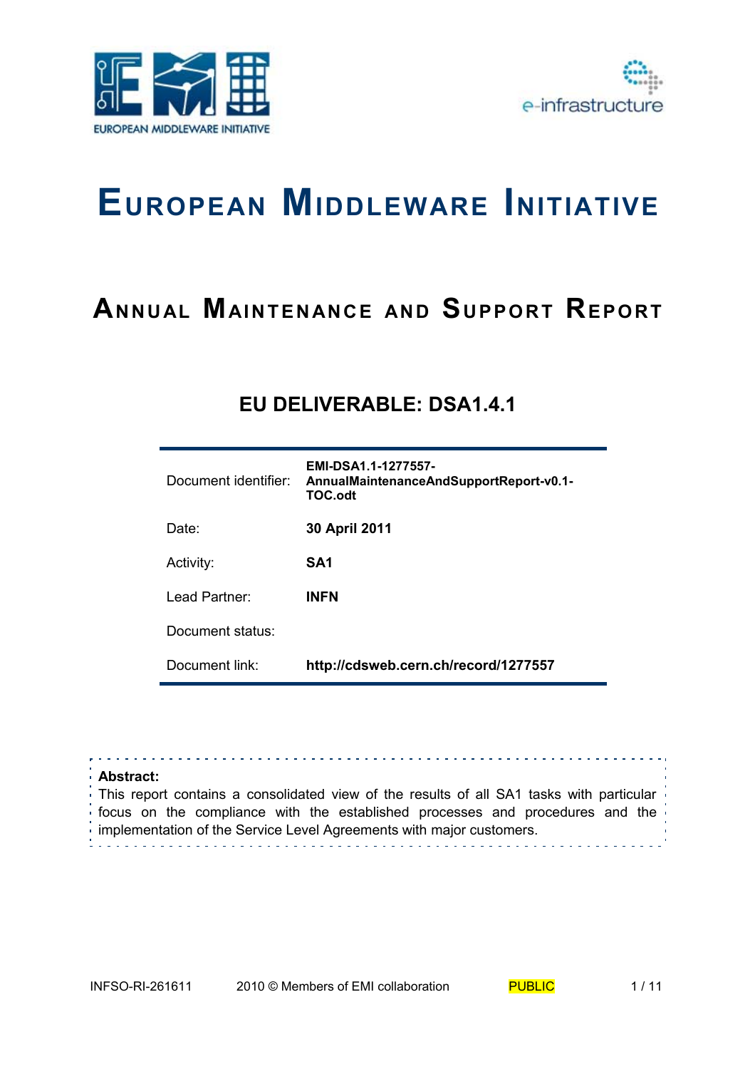# European Middleware Initiative

## Annual Maintenance and Support Report

### EU DELIVERABLE: DSA1.4.1

| | |
|---|---|
| Document identifier: | **EMI-DSA1.1-1277557-AnnualMaintenanceAndSupportReport-v0.1-TOC.odt** |
| Date: | **30 April 2011** |
| Activity: | **SA1** |
| Lead Partner: | **INFN** |
| Document status: | |
| Document link: | **http://cdsweb.cern.ch/record/1277557** |

**Abstract:**
This report contains a consolidated view of the results of all SA1 tasks with particular focus on the compliance with the established processes and procedures and the implementation of the Service Level Agreements with major customers.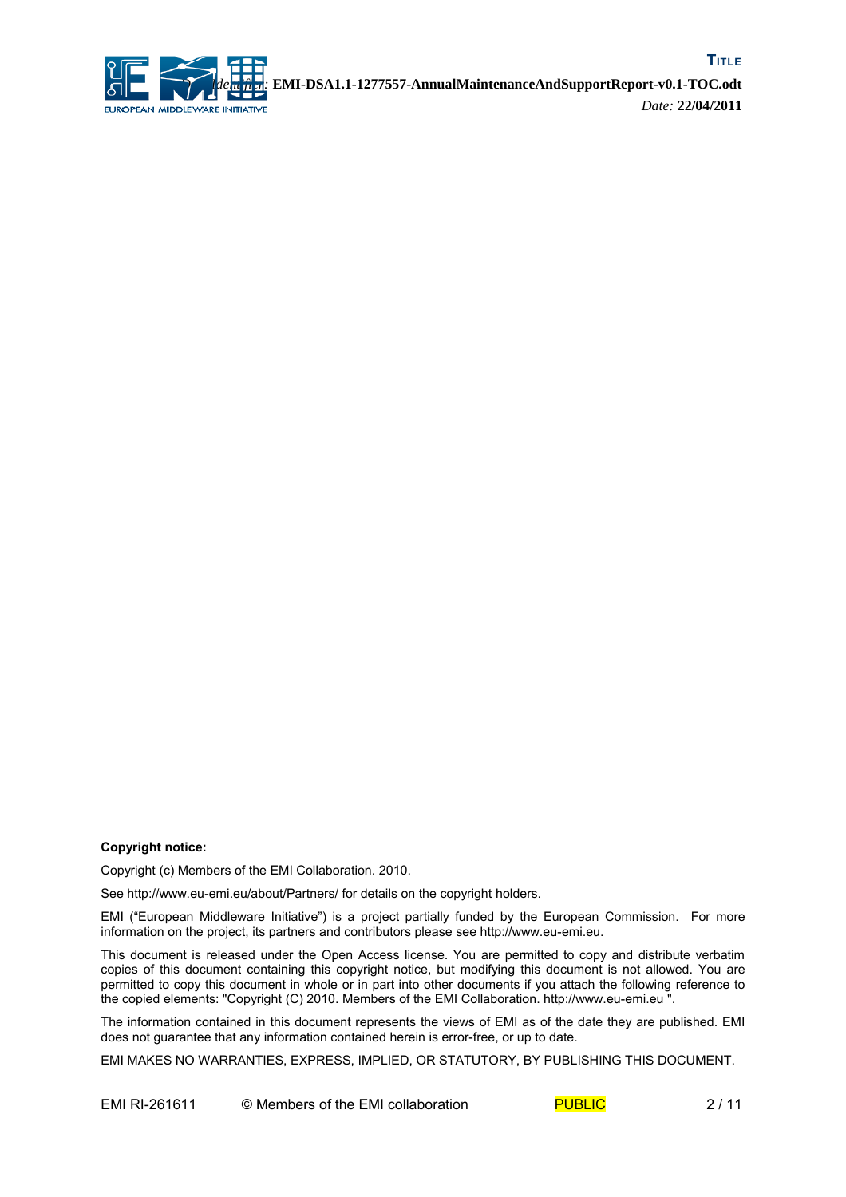**Copyright notice:**

Copyright (c) Members of the EMI Collaboration. 2010.

See http://www.eu-emi.eu/about/Partners/ for details on the copyright holders.

EMI ("European Middleware Initiative") is a project partially funded by the European Commission. For more information on the project, its partners and contributors please see http://www.eu-emi.eu.

This document is released under the Open Access license. You are permitted to copy and distribute verbatim copies of this document containing this copyright notice, but modifying this document is not allowed. You are permitted to copy this document in whole or in part into other documents if you attach the following reference to the copied elements: "Copyright (C) 2010. Members of the EMI Collaboration. http://www.eu-emi.eu ".

The information contained in this document represents the views of EMI as of the date they are published. EMI does not guarantee that any information contained herein is error-free, or up to date.

EMI MAKES NO WARRANTIES, EXPRESS, IMPLIED, OR STATUTORY, BY PUBLISHING THIS DOCUMENT.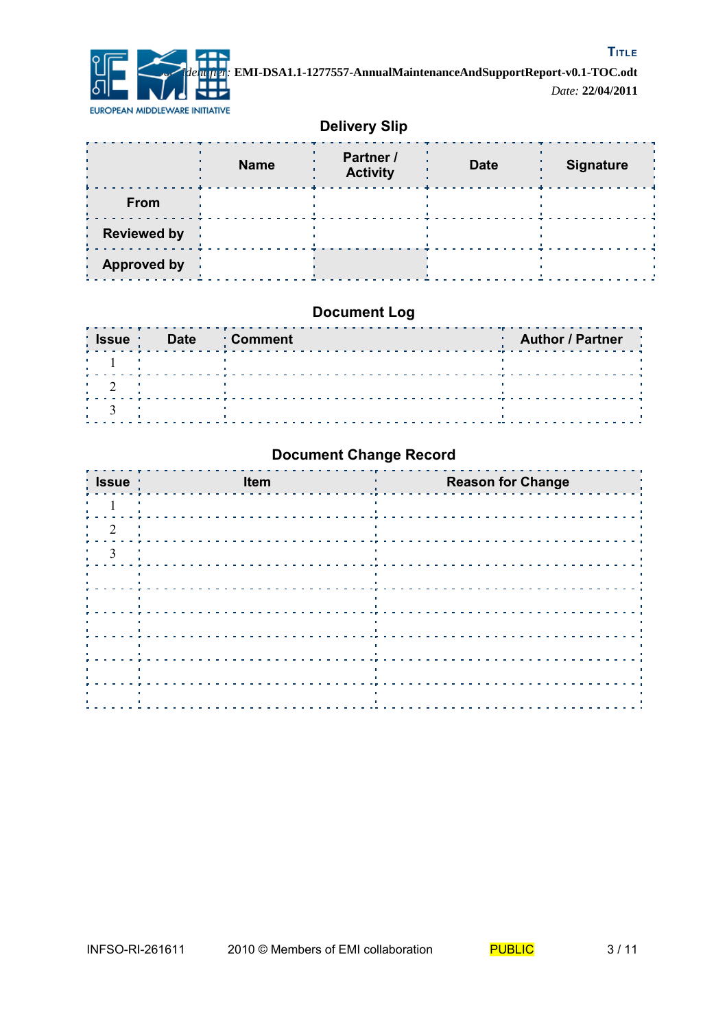## Delivery Slip

| | Name | Partner / Activity | Date | Signature |
|---|---|---|---|---|
| From | | | | |
| Reviewed by | | | | |
| Approved by | | | | |

## Document Log

| Issue | Date | Comment | Author / Partner |
|---|---|---|---|
| 1 | | | |
| 2 | | | |
| 3 | | | |

## Document Change Record

| Issue | Item | Reason for Change |
|---|---|---|
| 1 | | |
| 2 | | |
| 3 | | |
| | | |
| | | |
| | | |
| | | |
| | | |
| | | |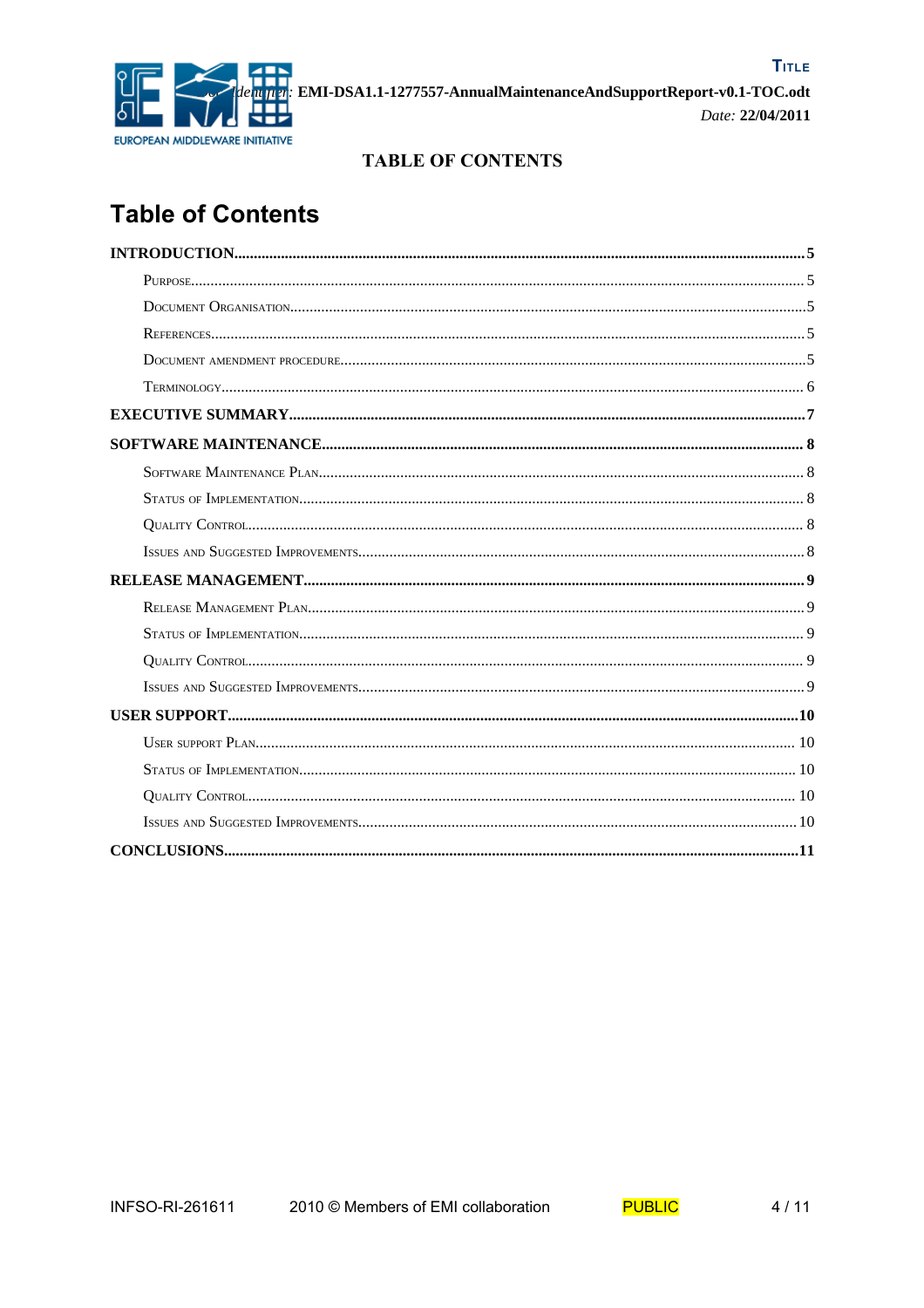TABLE OF CONTENTS

# Table of Contents

**INTRODUCTION** ..... **5**

- Purpose ..... 5
- Document Organisation ..... 5
- References ..... 5
- Document amendment procedure ..... 5
- Terminology ..... 6

**EXECUTIVE SUMMARY** ..... **7**

**SOFTWARE MAINTENANCE** ..... **8**

- Software Maintenance Plan ..... 8
- Status of Implementation ..... 8
- Quality Control ..... 8
- Issues and Suggested Improvements ..... 8

**RELEASE MANAGEMENT** ..... **9**

- Release Management Plan ..... 9
- Status of Implementation ..... 9
- Quality Control ..... 9
- Issues and Suggested Improvements ..... 9

**USER SUPPORT** ..... **10**

- User support Plan ..... 10
- Status of Implementation ..... 10
- Quality Control ..... 10
- Issues and Suggested Improvements ..... 10

**CONCLUSIONS** ..... **11**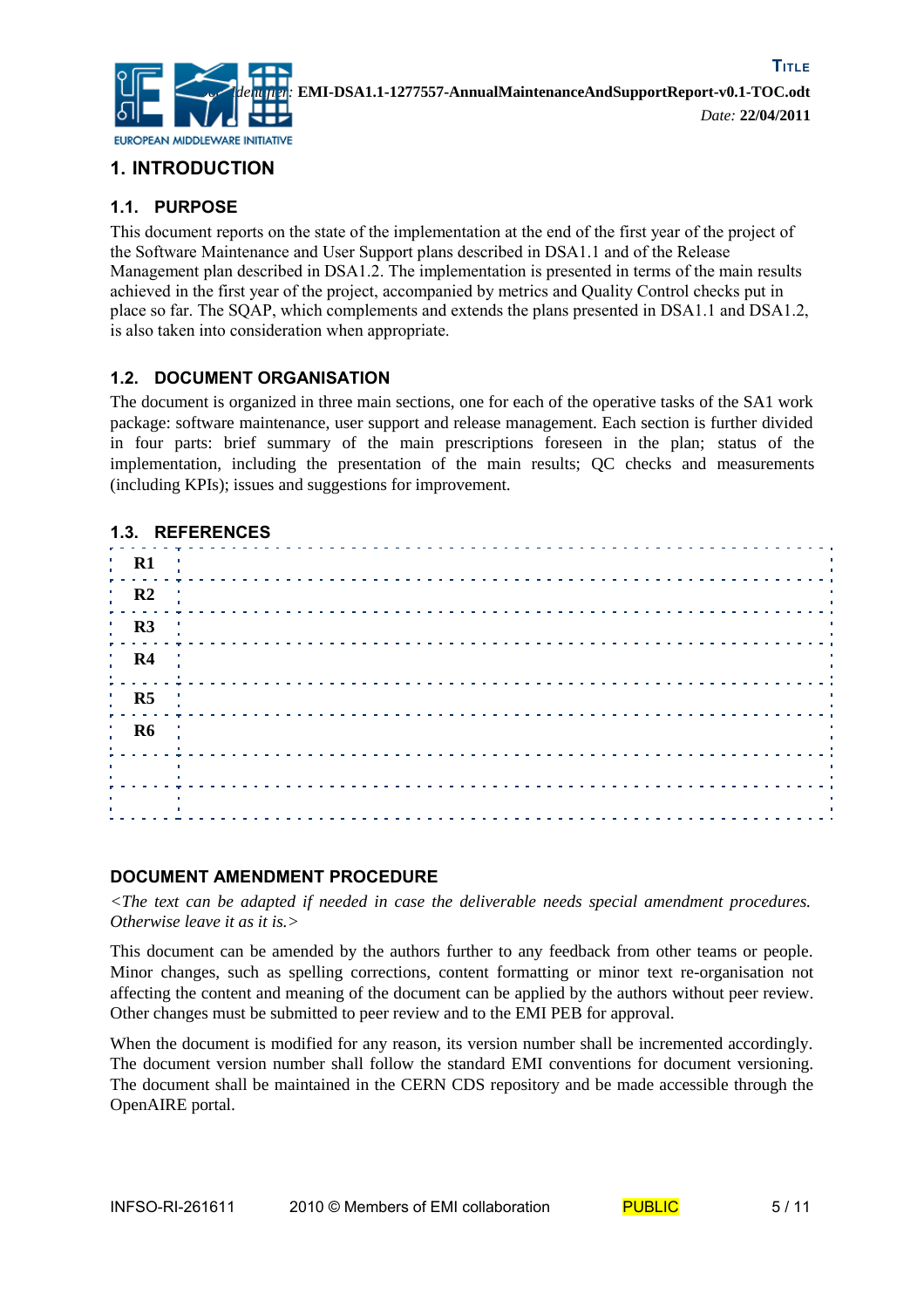# 1. INTRODUCTION

## 1.1. PURPOSE

This document reports on the state of the implementation at the end of the first year of the project of the Software Maintenance and User Support plans described in DSA1.1 and of the Release Management plan described in DSA1.2. The implementation is presented in terms of the main results achieved in the first year of the project, accompanied by metrics and Quality Control checks put in place so far. The SQAP, which complements and extends the plans presented in DSA1.1 and DSA1.2, is also taken into consideration when appropriate.

## 1.2. DOCUMENT ORGANISATION

The document is organized in three main sections, one for each of the operative tasks of the SA1 work package: software maintenance, user support and release management. Each section is further divided in four parts: brief summary of the main prescriptions foreseen in the plan; status of the implementation, including the presentation of the main results; QC checks and measurements (including KPIs); issues and suggestions for improvement.

## 1.3. REFERENCES

| | |
|---|---|
| **R1** | |
| **R2** | |
| **R3** | |
| **R4** | |
| **R5** | |
| **R6** | |
| | |
| | |

## DOCUMENT AMENDMENT PROCEDURE

*<The text can be adapted if needed in case the deliverable needs special amendment procedures. Otherwise leave it as it is.>*

This document can be amended by the authors further to any feedback from other teams or people. Minor changes, such as spelling corrections, content formatting or minor text re-organisation not affecting the content and meaning of the document can be applied by the authors without peer review. Other changes must be submitted to peer review and to the EMI PEB for approval.

When the document is modified for any reason, its version number shall be incremented accordingly. The document version number shall follow the standard EMI conventions for document versioning. The document shall be maintained in the CERN CDS repository and be made accessible through the OpenAIRE portal.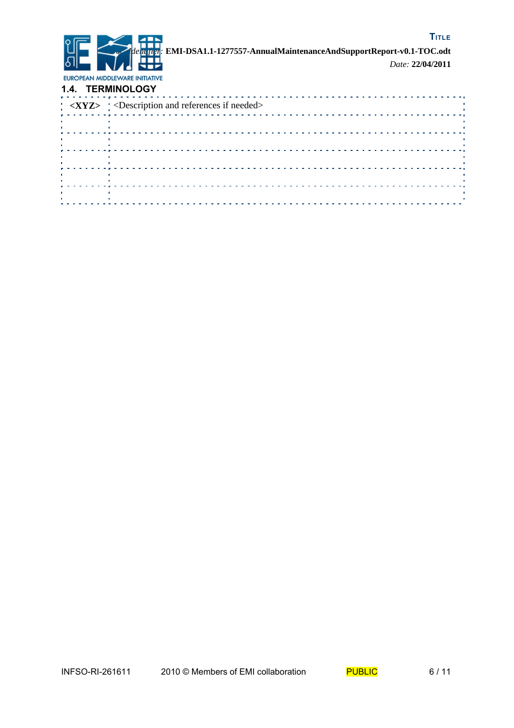### 1.4. TERMINOLOGY

| **<XYZ>** | <Description and references if needed> |
|---|---|
| | |
| | |
| | |
| | |
| | |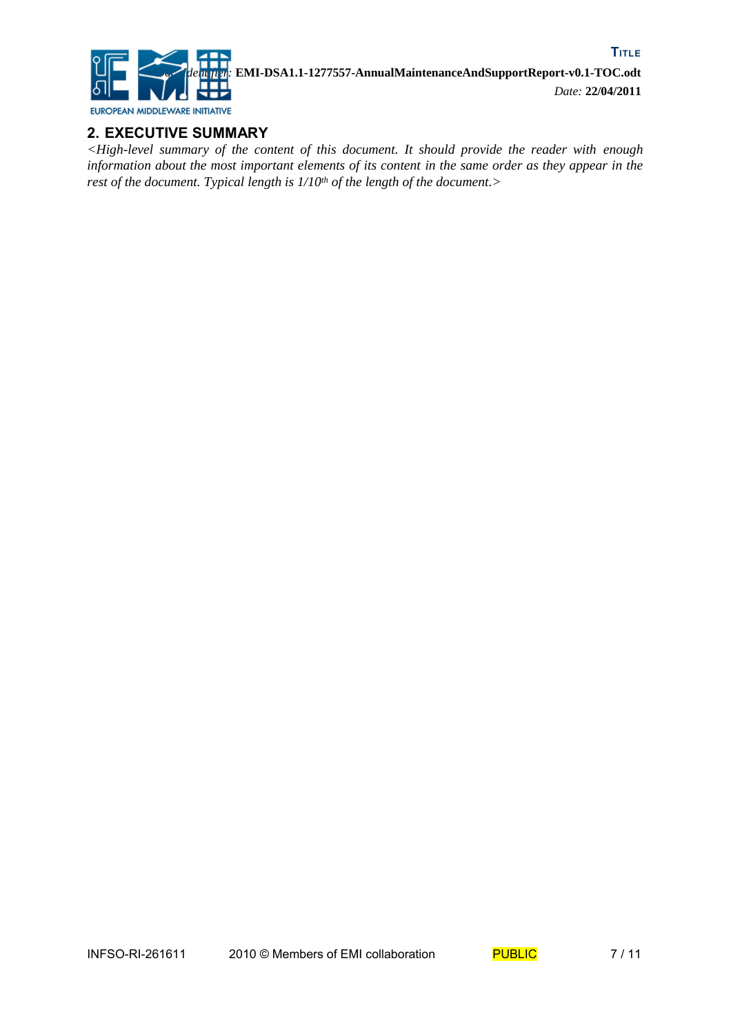## 2. EXECUTIVE SUMMARY

*<High-level summary of the content of this document. It should provide the reader with enough information about the most important elements of its content in the same order as they appear in the rest of the document. Typical length is 1/10$^{th}$ of the length of the document.>*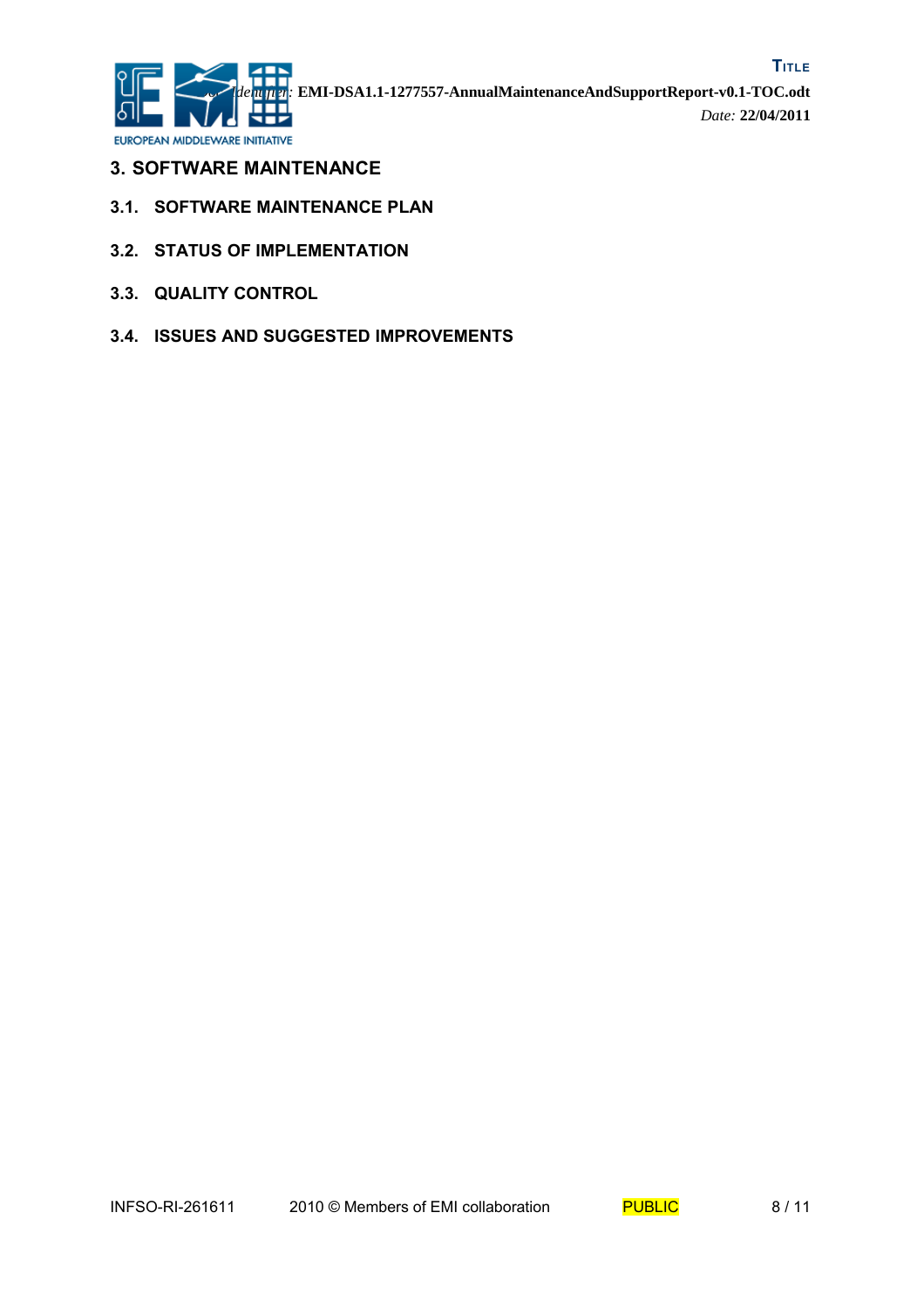# 3. SOFTWARE MAINTENANCE

## 3.1. SOFTWARE MAINTENANCE PLAN

## 3.2. STATUS OF IMPLEMENTATION

## 3.3. QUALITY CONTROL

## 3.4. ISSUES AND SUGGESTED IMPROVEMENTS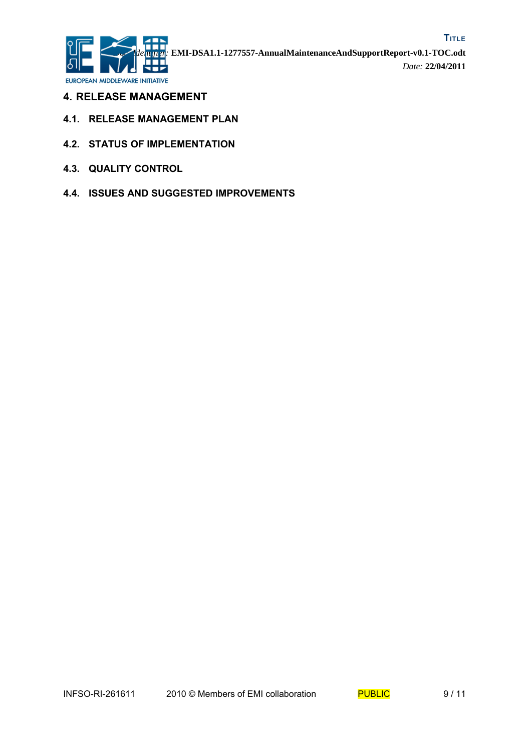# 4. RELEASE MANAGEMENT

## 4.1. RELEASE MANAGEMENT PLAN

## 4.2. STATUS OF IMPLEMENTATION

## 4.3. QUALITY CONTROL

## 4.4. ISSUES AND SUGGESTED IMPROVEMENTS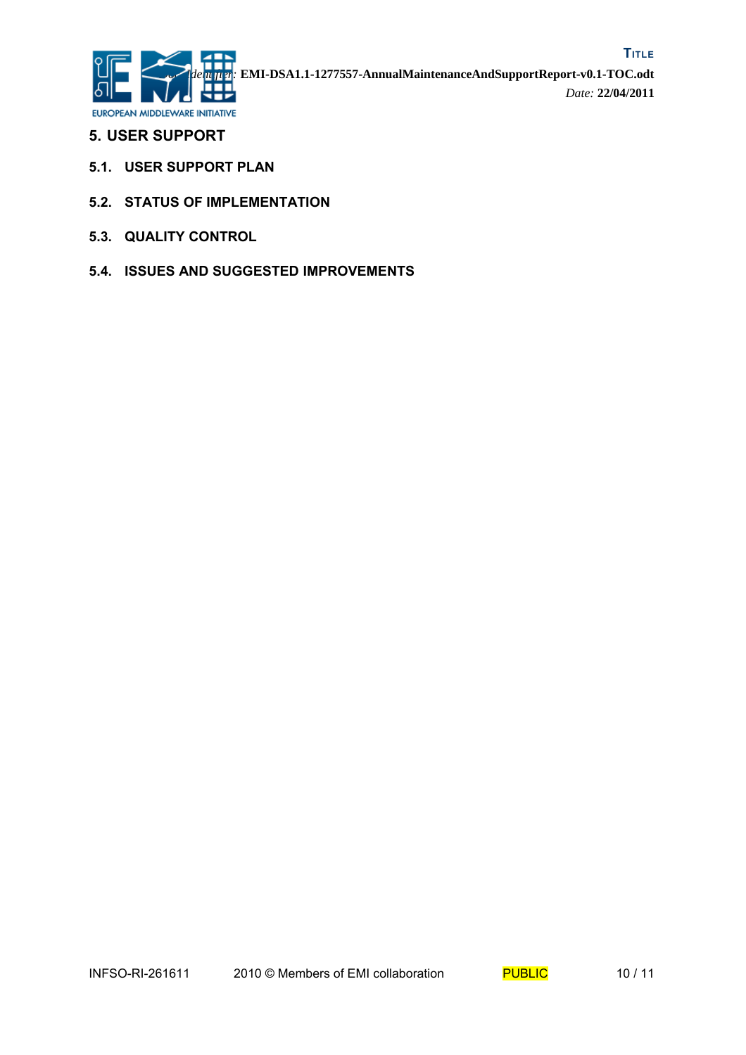# 5. USER SUPPORT

## 5.1. USER SUPPORT PLAN

## 5.2. STATUS OF IMPLEMENTATION

## 5.3. QUALITY CONTROL

## 5.4. ISSUES AND SUGGESTED IMPROVEMENTS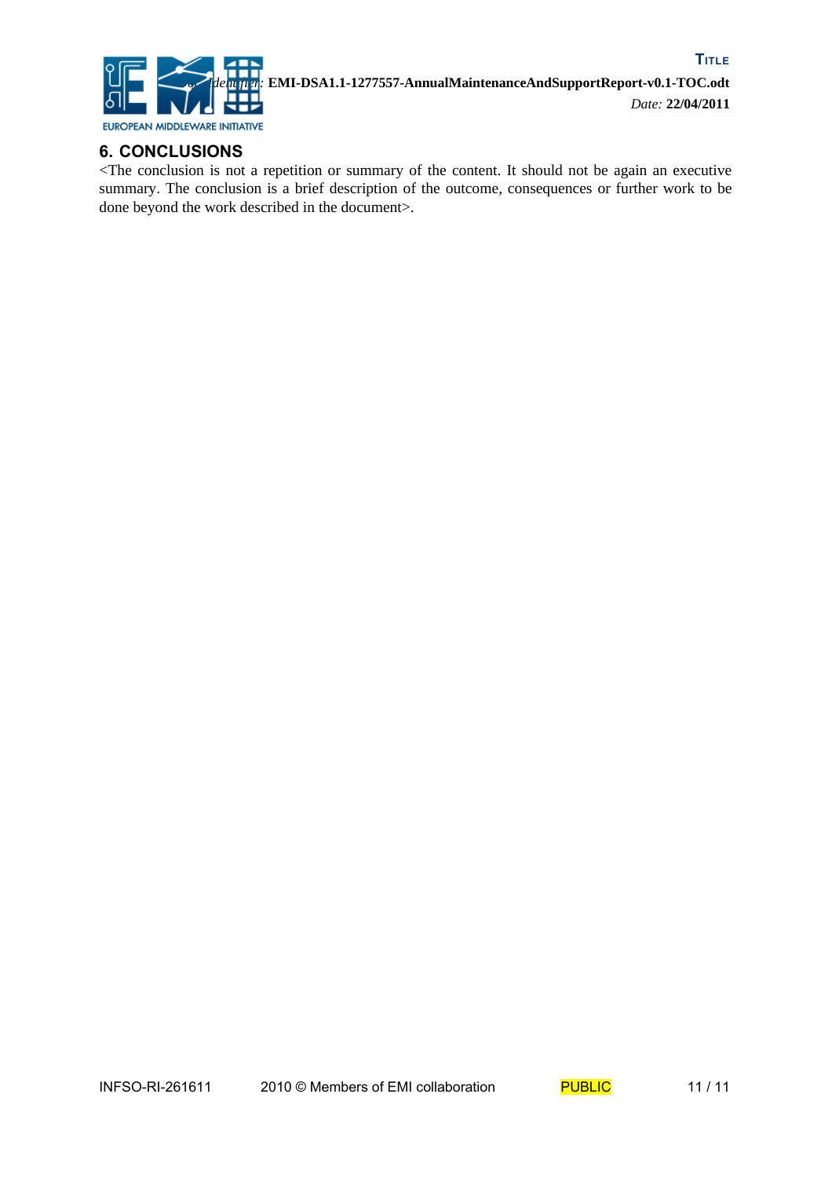# 6. CONCLUSIONS

<The conclusion is not a repetition or summary of the content. It should not be again an executive summary. The conclusion is a brief description of the outcome, consequences or further work to be done beyond the work described in the document>.